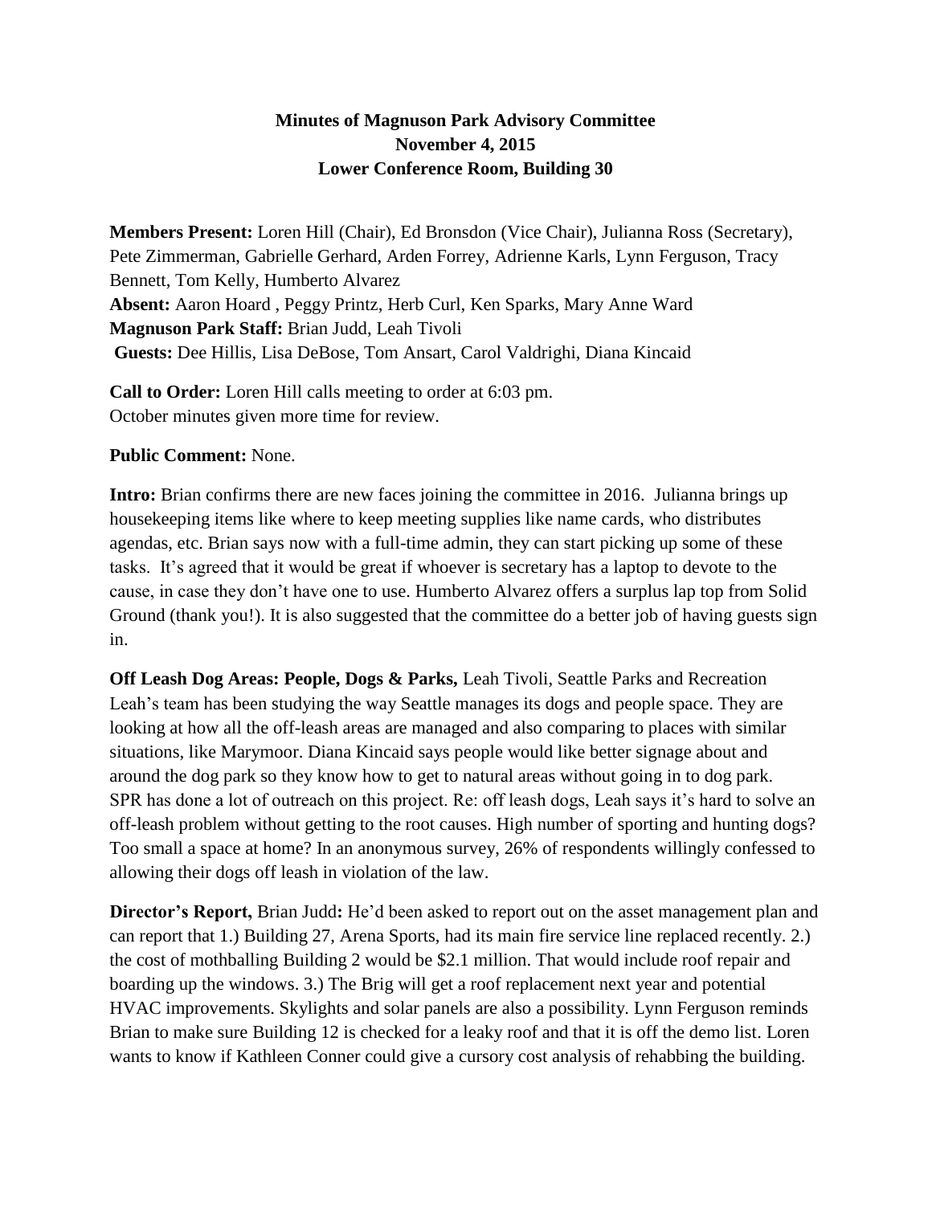**Minutes of Magnuson Park Advisory Committee**
**November 4, 2015**
**Lower Conference Room, Building 30**

**Members Present:** Loren Hill (Chair), Ed Bronsdon (Vice Chair), Julianna Ross (Secretary), Pete Zimmerman, Gabrielle Gerhard, Arden Forrey, Adrienne Karls, Lynn Ferguson, Tracy Bennett, Tom Kelly, Humberto Alvarez
**Absent:** Aaron Hoard , Peggy Printz, Herb Curl, Ken Sparks, Mary Anne Ward
**Magnuson Park Staff:** Brian Judd, Leah Tivoli
**Guests:** Dee Hillis, Lisa DeBose, Tom Ansart, Carol Valdrighi, Diana Kincaid

**Call to Order:** Loren Hill calls meeting to order at 6:03 pm.
October minutes given more time for review.

**Public Comment:** None.

**Intro:** Brian confirms there are new faces joining the committee in 2016. Julianna brings up housekeeping items like where to keep meeting supplies like name cards, who distributes agendas, etc. Brian says now with a full-time admin, they can start picking up some of these tasks. It's agreed that it would be great if whoever is secretary has a laptop to devote to the cause, in case they don't have one to use. Humberto Alvarez offers a surplus lap top from Solid Ground (thank you!). It is also suggested that the committee do a better job of having guests sign in.

**Off Leash Dog Areas: People, Dogs & Parks,** Leah Tivoli, Seattle Parks and Recreation
Leah's team has been studying the way Seattle manages its dogs and people space. They are looking at how all the off-leash areas are managed and also comparing to places with similar situations, like Marymoor. Diana Kincaid says people would like better signage about and around the dog park so they know how to get to natural areas without going in to dog park. SPR has done a lot of outreach on this project. Re: off leash dogs, Leah says it's hard to solve an off-leash problem without getting to the root causes. High number of sporting and hunting dogs? Too small a space at home? In an anonymous survey, 26% of respondents willingly confessed to allowing their dogs off leash in violation of the law.

**Director's Report,** Brian Judd**:** He'd been asked to report out on the asset management plan and can report that 1.) Building 27, Arena Sports, had its main fire service line replaced recently. 2.) the cost of mothballing Building 2 would be $2.1 million. That would include roof repair and boarding up the windows. 3.) The Brig will get a roof replacement next year and potential HVAC improvements. Skylights and solar panels are also a possibility. Lynn Ferguson reminds Brian to make sure Building 12 is checked for a leaky roof and that it is off the demo list. Loren wants to know if Kathleen Conner could give a cursory cost analysis of rehabbing the building.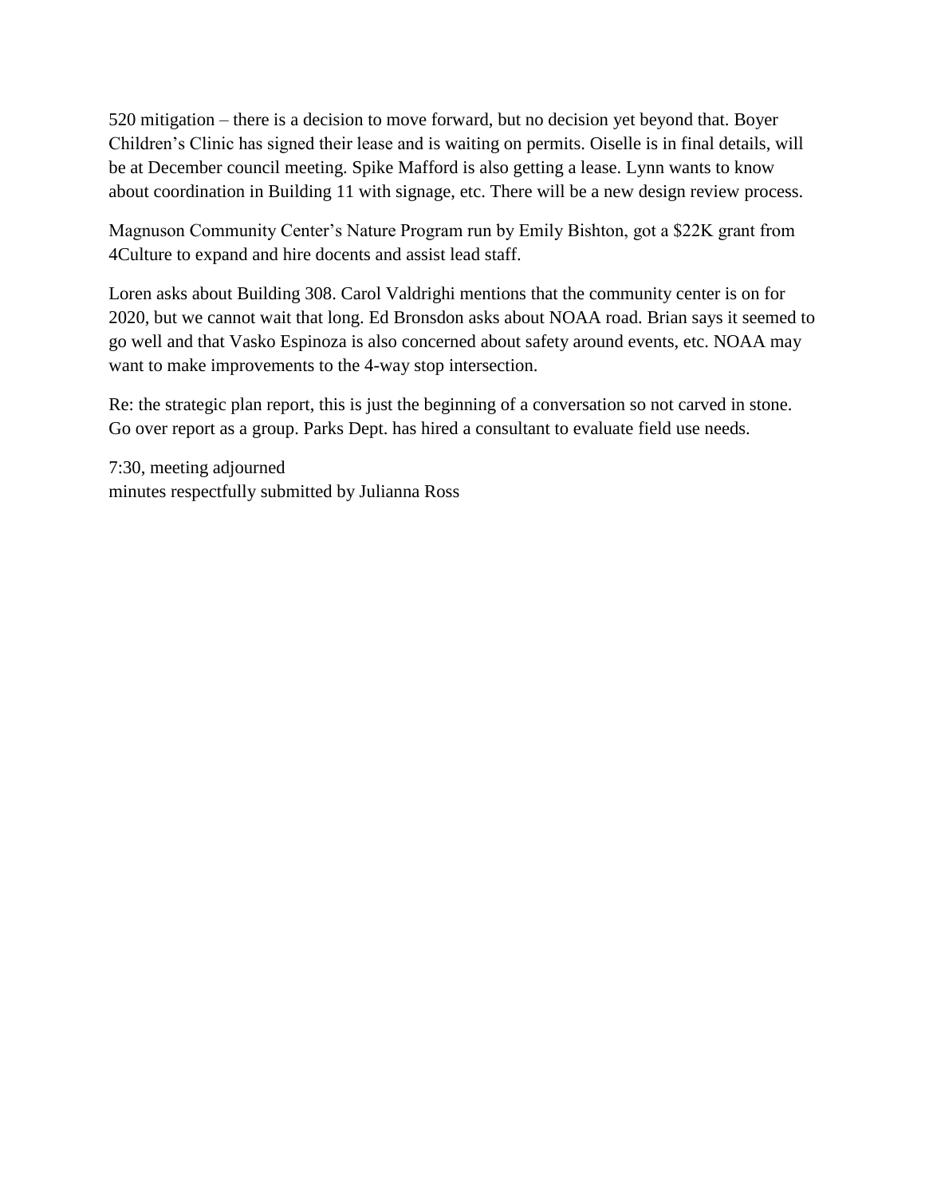520 mitigation – there is a decision to move forward, but no decision yet beyond that. Boyer Children's Clinic has signed their lease and is waiting on permits. Oiselle is in final details, will be at December council meeting. Spike Mafford is also getting a lease. Lynn wants to know about coordination in Building 11 with signage, etc. There will be a new design review process.

Magnuson Community Center's Nature Program run by Emily Bishton, got a $22K grant from 4Culture to expand and hire docents and assist lead staff.

Loren asks about Building 308. Carol Valdrighi mentions that the community center is on for 2020, but we cannot wait that long. Ed Bronsdon asks about NOAA road. Brian says it seemed to go well and that Vasko Espinoza is also concerned about safety around events, etc. NOAA may want to make improvements to the 4-way stop intersection.

Re: the strategic plan report, this is just the beginning of a conversation so not carved in stone. Go over report as a group. Parks Dept. has hired a consultant to evaluate field use needs.

7:30, meeting adjourned
minutes respectfully submitted by Julianna Ross